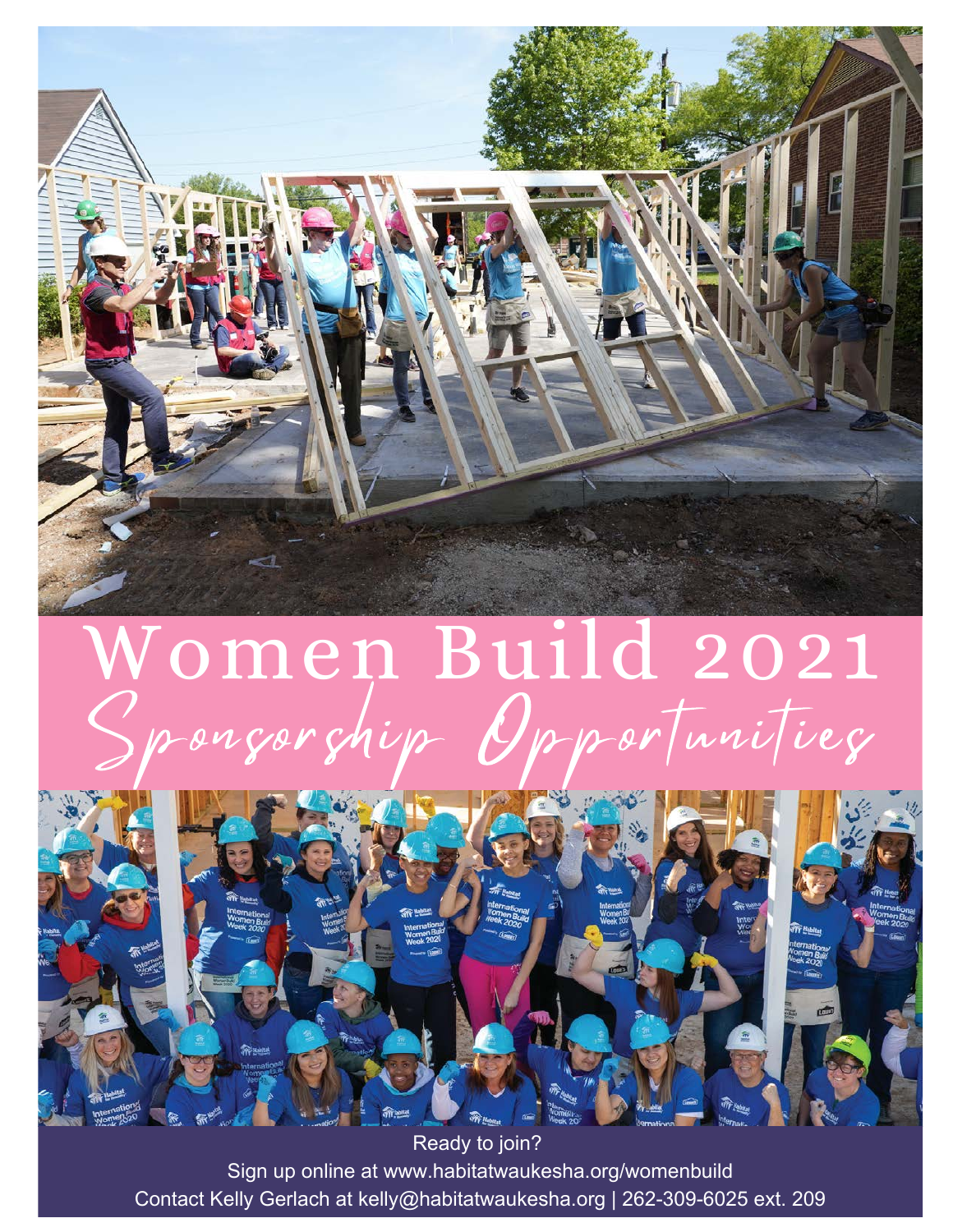# Women Build 2021

## Sponsorship Opportunities

Ready to join?

Sign up online at www.habitatwaukesha.org/womenbuild

Contact Kelly Gerlach at kelly@habitatwaukesha.org | 262-309-6025 ext. 209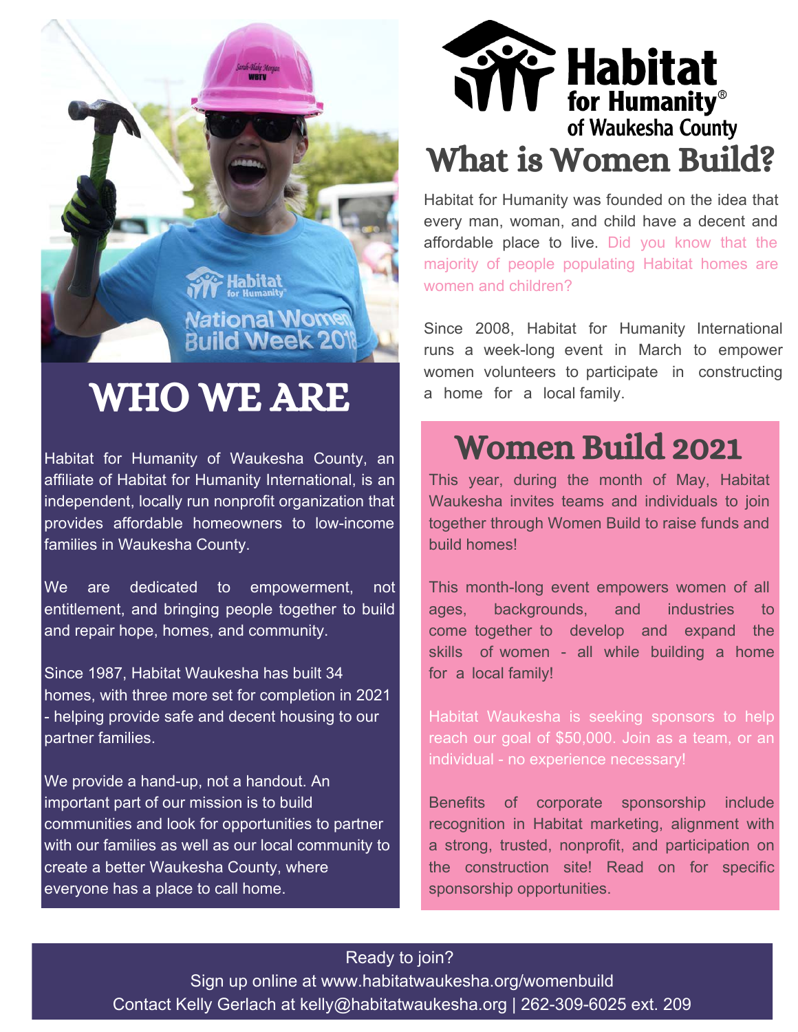# WHO WE ARE

Habitat for Humanity of Waukesha County, an affiliate of Habitat for Humanity International, is an independent, locally run nonprofit organization that provides affordable homeowners to low-income families in Waukesha County.

We are dedicated to empowerment, not entitlement, and bringing people together to build and repair hope, homes, and community.

Since 1987, Habitat Waukesha has built 34 homes, with three more set for completion in 2021 - helping provide safe and decent housing to our partner families.

We provide a hand-up, not a handout. An important part of our mission is to build communities and look for opportunities to partner with our families as well as our local community to create a better Waukesha County, where everyone has a place to call home.

Habitat for Humanity® of Waukesha County

# What is Women Build?

Habitat for Humanity was founded on the idea that every man, woman, and child have a decent and affordable place to live. Did you know that the majority of people populating Habitat homes are women and children?

Since 2008, Habitat for Humanity International runs a week-long event in March to empower women volunteers to participate in constructing a home for a local family.

## Women Build 2021

This year, during the month of May, Habitat Waukesha invites teams and individuals to join together through Women Build to raise funds and build homes!

This month-long event empowers women of all ages, backgrounds, and industries to come together to develop and expand the skills of women - all while building a home for a local family!

Habitat Waukesha is seeking sponsors to help reach our goal of $50,000. Join as a team, or an individual - no experience necessary!

Benefits of corporate sponsorship include recognition in Habitat marketing, alignment with a strong, trusted, nonprofit, and participation on the construction site! Read on for specific sponsorship opportunities.

Ready to join?
Sign up online at www.habitatwaukesha.org/womenbuild
Contact Kelly Gerlach at kelly@habitatwaukesha.org | 262-309-6025 ext. 209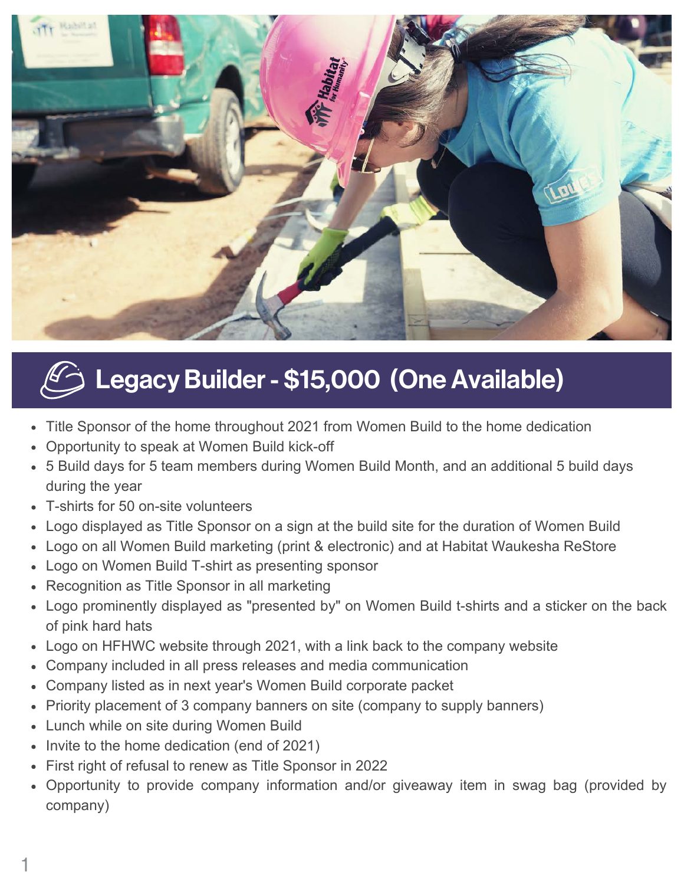## Legacy Builder - $15,000 (One Available)

- Title Sponsor of the home throughout 2021 from Women Build to the home dedication
- Opportunity to speak at Women Build kick-off
- 5 Build days for 5 team members during Women Build Month, and an additional 5 build days during the year
- T-shirts for 50 on-site volunteers
- Logo displayed as Title Sponsor on a sign at the build site for the duration of Women Build
- Logo on all Women Build marketing (print & electronic) and at Habitat Waukesha ReStore
- Logo on Women Build T-shirt as presenting sponsor
- Recognition as Title Sponsor in all marketing
- Logo prominently displayed as "presented by" on Women Build t-shirts and a sticker on the back of pink hard hats
- Logo on HFHWC website through 2021, with a link back to the company website
- Company included in all press releases and media communication
- Company listed as in next year's Women Build corporate packet
- Priority placement of 3 company banners on site (company to supply banners)
- Lunch while on site during Women Build
- Invite to the home dedication (end of 2021)
- First right of refusal to renew as Title Sponsor in 2022
- Opportunity to provide company information and/or giveaway item in swag bag (provided by company)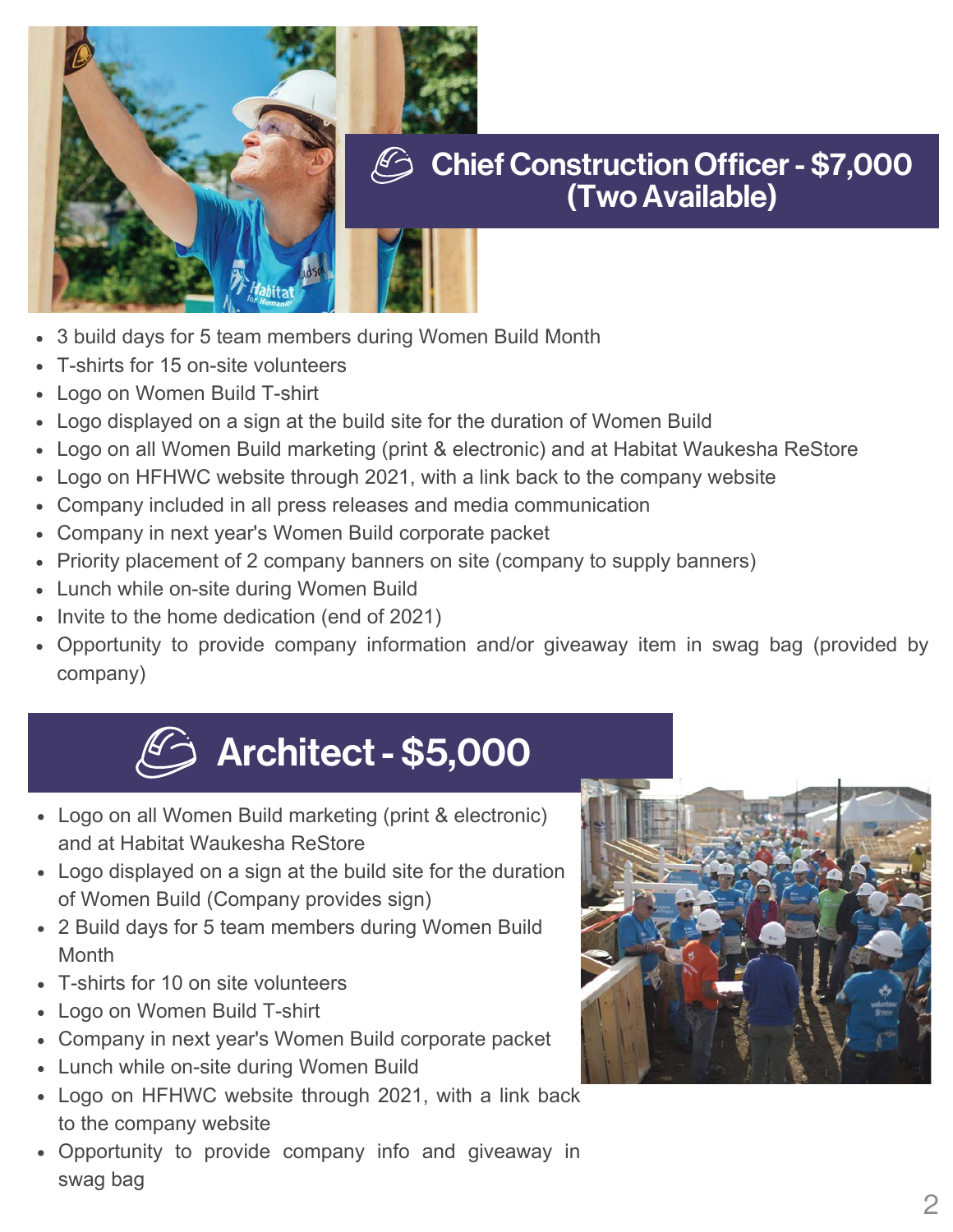## Chief Construction Officer - $7,000 (Two Available)

- 3 build days for 5 team members during Women Build Month
- T-shirts for 15 on-site volunteers
- Logo on Women Build T-shirt
- Logo displayed on a sign at the build site for the duration of Women Build
- Logo on all Women Build marketing (print & electronic) and at Habitat Waukesha ReStore
- Logo on HFHWC website through 2021, with a link back to the company website
- Company included in all press releases and media communication
- Company in next year's Women Build corporate packet
- Priority placement of 2 company banners on site (company to supply banners)
- Lunch while on-site during Women Build
- Invite to the home dedication (end of 2021)
- Opportunity to provide company information and/or giveaway item in swag bag (provided by company)

## Architect - $5,000

- Logo on all Women Build marketing (print & electronic) and at Habitat Waukesha ReStore
- Logo displayed on a sign at the build site for the duration of Women Build (Company provides sign)
- 2 Build days for 5 team members during Women Build Month
- T-shirts for 10 on site volunteers
- Logo on Women Build T-shirt
- Company in next year's Women Build corporate packet
- Lunch while on-site during Women Build
- Logo on HFHWC website through 2021, with a link back to the company website
- Opportunity to provide company info and giveaway in swag bag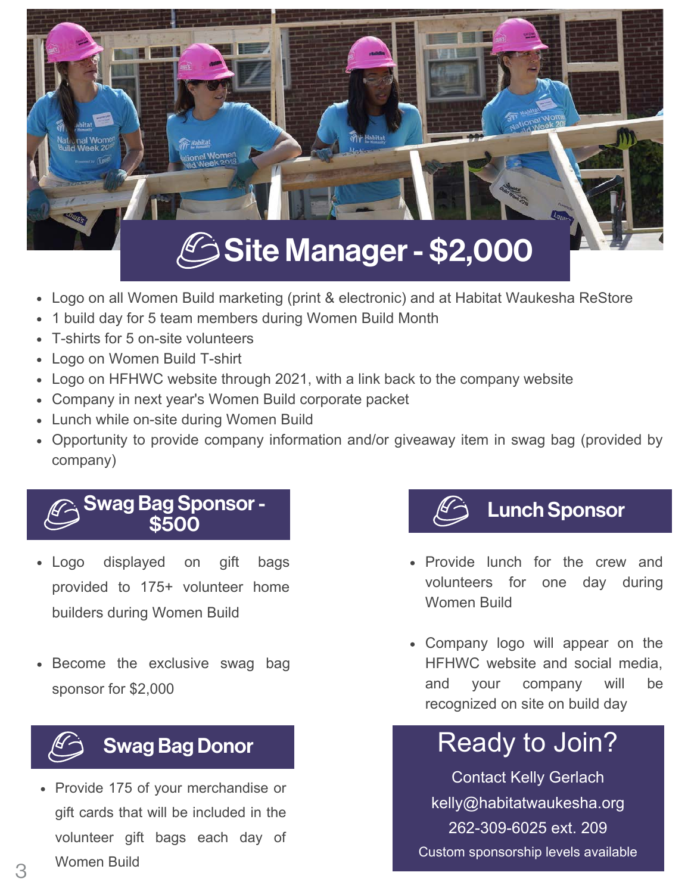## Site Manager - $2,000

- Logo on all Women Build marketing (print & electronic) and at Habitat Waukesha ReStore
- 1 build day for 5 team members during Women Build Month
- T-shirts for 5 on-site volunteers
- Logo on Women Build T-shirt
- Logo on HFHWC website through 2021, with a link back to the company website
- Company in next year's Women Build corporate packet
- Lunch while on-site during Women Build
- Opportunity to provide company information and/or giveaway item in swag bag (provided by company)

## Swag Bag Sponsor - $500

- Logo displayed on gift bags provided to 175+ volunteer home builders during Women Build
- Become the exclusive swag bag sponsor for $2,000

## Swag Bag Donor

- Provide 175 of your merchandise or gift cards that will be included in the volunteer gift bags each day of Women Build

## Lunch Sponsor

- Provide lunch for the crew and volunteers for one day during Women Build
- Company logo will appear on the HFHWC website and social media, and your company will be recognized on site on build day

## Ready to Join?

Contact Kelly Gerlach

kelly@habitatwaukesha.org

262-309-6025 ext. 209

Custom sponsorship levels available